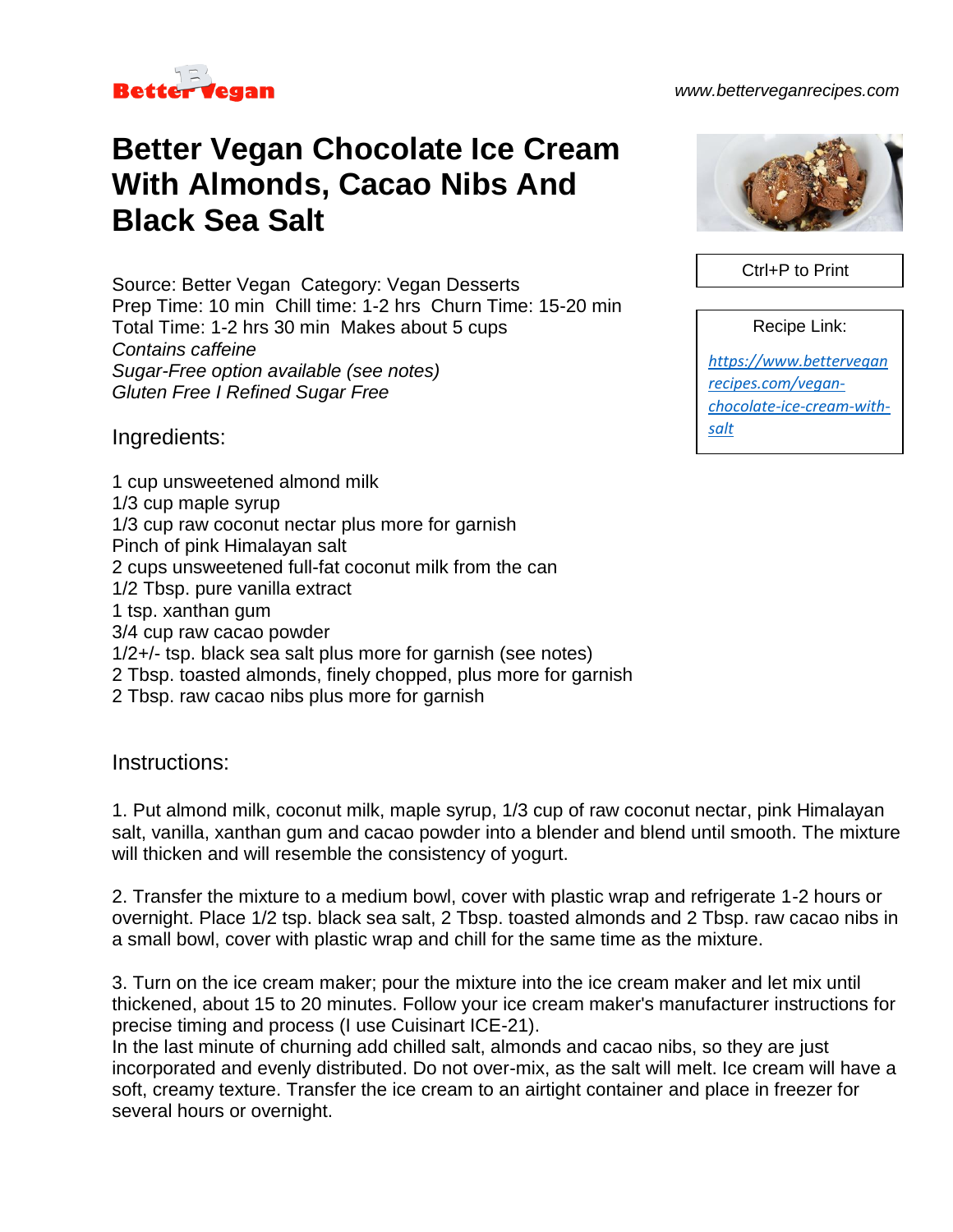Better Vegan

www.betterveganrecipes.com

# Better Vegan Chocolate Ice Cream With Almonds, Cacao Nibs And Black Sea Salt

Ctrl+P to Print

Recipe Link:

https://www.betterveganrecipes.com/vegan-chocolate-ice-cream-with-salt

Source: Better Vegan  Category: Vegan Desserts
Prep Time: 10 min  Chill time: 1-2 hrs  Churn Time: 15-20 min
Total Time: 1-2 hrs 30 min  Makes about 5 cups
*Contains caffeine*
*Sugar-Free option available (see notes)*
*Gluten Free I Refined Sugar Free*

## Ingredients:

1 cup unsweetened almond milk
1/3 cup maple syrup
1/3 cup raw coconut nectar plus more for garnish
Pinch of pink Himalayan salt
2 cups unsweetened full-fat coconut milk from the can
1/2 Tbsp. pure vanilla extract
1 tsp. xanthan gum
3/4 cup raw cacao powder
1/2+/- tsp. black sea salt plus more for garnish (see notes)
2 Tbsp. toasted almonds, finely chopped, plus more for garnish
2 Tbsp. raw cacao nibs plus more for garnish

## Instructions:

1. Put almond milk, coconut milk, maple syrup, 1/3 cup of raw coconut nectar, pink Himalayan salt, vanilla, xanthan gum and cacao powder into a blender and blend until smooth. The mixture will thicken and will resemble the consistency of yogurt.

2. Transfer the mixture to a medium bowl, cover with plastic wrap and refrigerate 1-2 hours or overnight. Place 1/2 tsp. black sea salt, 2 Tbsp. toasted almonds and 2 Tbsp. raw cacao nibs in a small bowl, cover with plastic wrap and chill for the same time as the mixture.

3. Turn on the ice cream maker; pour the mixture into the ice cream maker and let mix until thickened, about 15 to 20 minutes. Follow your ice cream maker's manufacturer instructions for precise timing and process (I use Cuisinart ICE-21).
In the last minute of churning add chilled salt, almonds and cacao nibs, so they are just incorporated and evenly distributed. Do not over-mix, as the salt will melt. Ice cream will have a soft, creamy texture. Transfer the ice cream to an airtight container and place in freezer for several hours or overnight.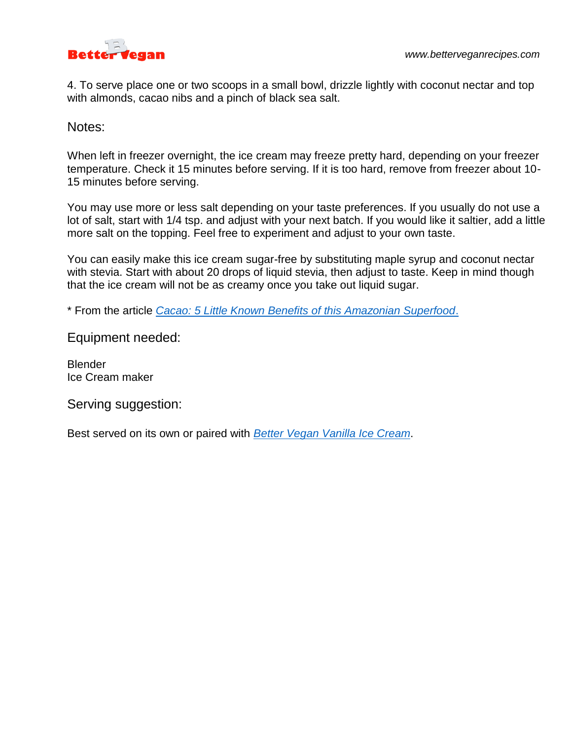4. To serve place one or two scoops in a small bowl, drizzle lightly with coconut nectar and top with almonds, cacao nibs and a pinch of black sea salt.

## Notes:

When left in freezer overnight, the ice cream may freeze pretty hard, depending on your freezer temperature. Check it 15 minutes before serving. If it is too hard, remove from freezer about 10-15 minutes before serving.

You may use more or less salt depending on your taste preferences. If you usually do not use a lot of salt, start with 1/4 tsp. and adjust with your next batch. If you would like it saltier, add a little more salt on the topping. Feel free to experiment and adjust to your own taste.

You can easily make this ice cream sugar-free by substituting maple syrup and coconut nectar with stevia. Start with about 20 drops of liquid stevia, then adjust to taste. Keep in mind though that the ice cream will not be as creamy once you take out liquid sugar.

* From the article *Cacao: 5 Little Known Benefits of this Amazonian Superfood.*

## Equipment needed:

Blender
Ice Cream maker

## Serving suggestion:

Best served on its own or paired with *Better Vegan Vanilla Ice Cream*.